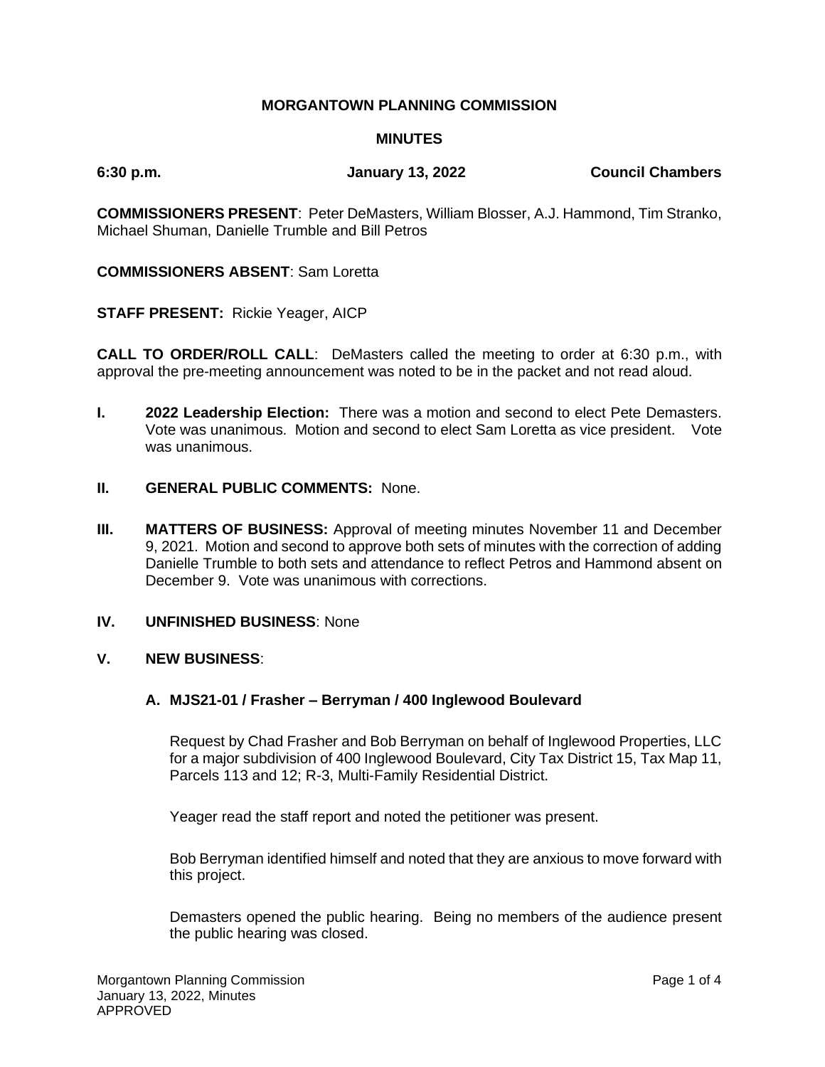**MORGANTOWN PLANNING COMMISSION**

**MINUTES**

**6:30 p.m.** **January 13, 2022** **Council Chambers**

**COMMISSIONERS PRESENT**: Peter DeMasters, William Blosser, A.J. Hammond, Tim Stranko, Michael Shuman, Danielle Trumble and Bill Petros

**COMMISSIONERS ABSENT**: Sam Loretta

**STAFF PRESENT:** Rickie Yeager, AICP

**CALL TO ORDER/ROLL CALL**: DeMasters called the meeting to order at 6:30 p.m., with approval the pre-meeting announcement was noted to be in the packet and not read aloud.

**I. 2022 Leadership Election:** There was a motion and second to elect Pete Demasters. Vote was unanimous. Motion and second to elect Sam Loretta as vice president. Vote was unanimous.

**II. GENERAL PUBLIC COMMENTS:** None.

**III. MATTERS OF BUSINESS:** Approval of meeting minutes November 11 and December 9, 2021. Motion and second to approve both sets of minutes with the correction of adding Danielle Trumble to both sets and attendance to reflect Petros and Hammond absent on December 9. Vote was unanimous with corrections.

**IV. UNFINISHED BUSINESS**: None

**V. NEW BUSINESS**:

**A. MJS21-01 / Frasher – Berryman / 400 Inglewood Boulevard**

Request by Chad Frasher and Bob Berryman on behalf of Inglewood Properties, LLC for a major subdivision of 400 Inglewood Boulevard, City Tax District 15, Tax Map 11, Parcels 113 and 12; R-3, Multi-Family Residential District.

Yeager read the staff report and noted the petitioner was present.

Bob Berryman identified himself and noted that they are anxious to move forward with this project.

Demasters opened the public hearing. Being no members of the audience present the public hearing was closed.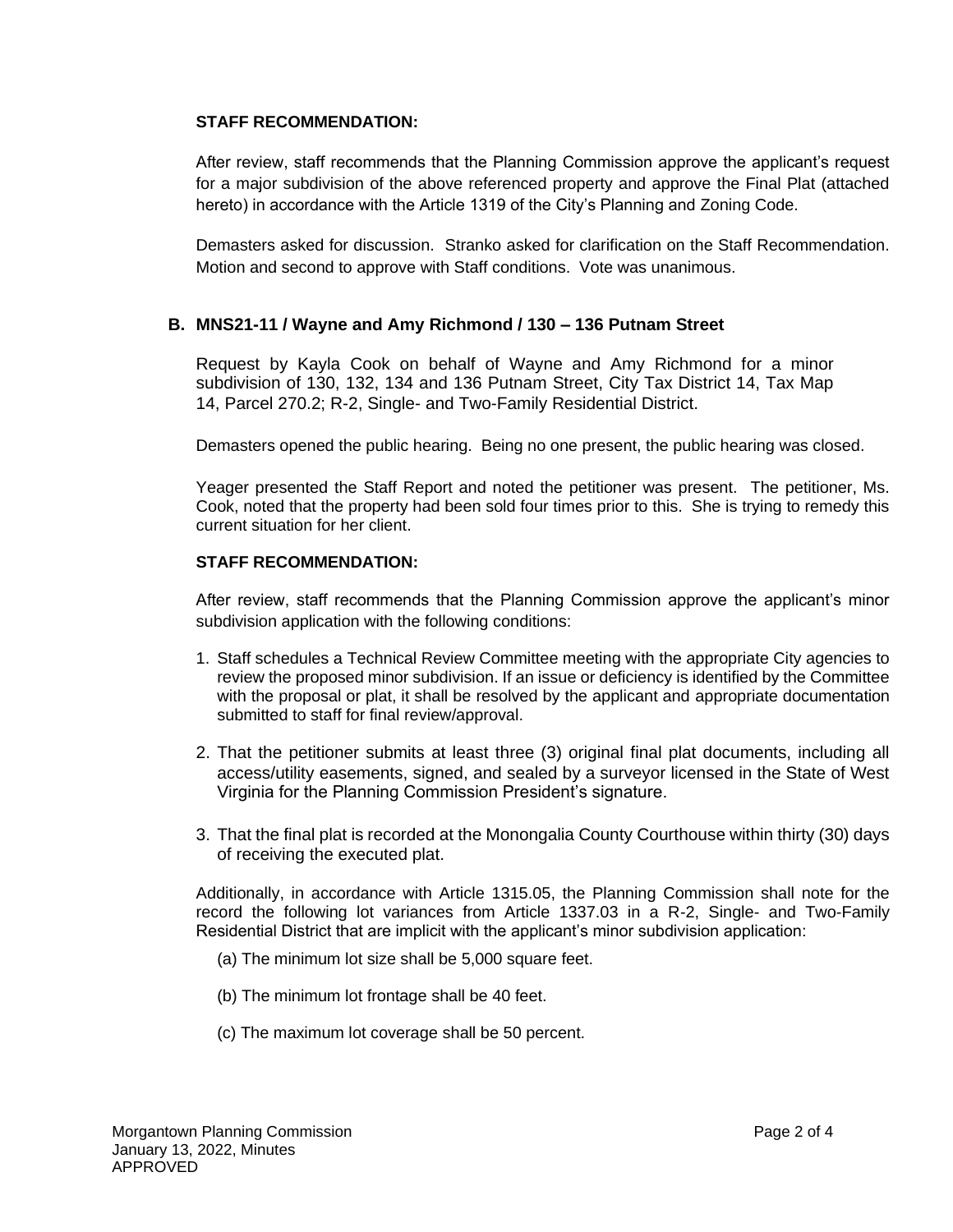**STAFF RECOMMENDATION:**

After review, staff recommends that the Planning Commission approve the applicant's request for a major subdivision of the above referenced property and approve the Final Plat (attached hereto) in accordance with the Article 1319 of the City's Planning and Zoning Code.

Demasters asked for discussion. Stranko asked for clarification on the Staff Recommendation. Motion and second to approve with Staff conditions. Vote was unanimous.

## B. MNS21-11 / Wayne and Amy Richmond / 130 – 136 Putnam Street

Request by Kayla Cook on behalf of Wayne and Amy Richmond for a minor subdivision of 130, 132, 134 and 136 Putnam Street, City Tax District 14, Tax Map 14, Parcel 270.2; R-2, Single- and Two-Family Residential District.

Demasters opened the public hearing. Being no one present, the public hearing was closed.

Yeager presented the Staff Report and noted the petitioner was present. The petitioner, Ms. Cook, noted that the property had been sold four times prior to this. She is trying to remedy this current situation for her client.

**STAFF RECOMMENDATION:**

After review, staff recommends that the Planning Commission approve the applicant's minor subdivision application with the following conditions:

1. Staff schedules a Technical Review Committee meeting with the appropriate City agencies to review the proposed minor subdivision. If an issue or deficiency is identified by the Committee with the proposal or plat, it shall be resolved by the applicant and appropriate documentation submitted to staff for final review/approval.
2. That the petitioner submits at least three (3) original final plat documents, including all access/utility easements, signed, and sealed by a surveyor licensed in the State of West Virginia for the Planning Commission President's signature.
3. That the final plat is recorded at the Monongalia County Courthouse within thirty (30) days of receiving the executed plat.

Additionally, in accordance with Article 1315.05, the Planning Commission shall note for the record the following lot variances from Article 1337.03 in a R-2, Single- and Two-Family Residential District that are implicit with the applicant's minor subdivision application:

(a) The minimum lot size shall be 5,000 square feet.

(b) The minimum lot frontage shall be 40 feet.

(c) The maximum lot coverage shall be 50 percent.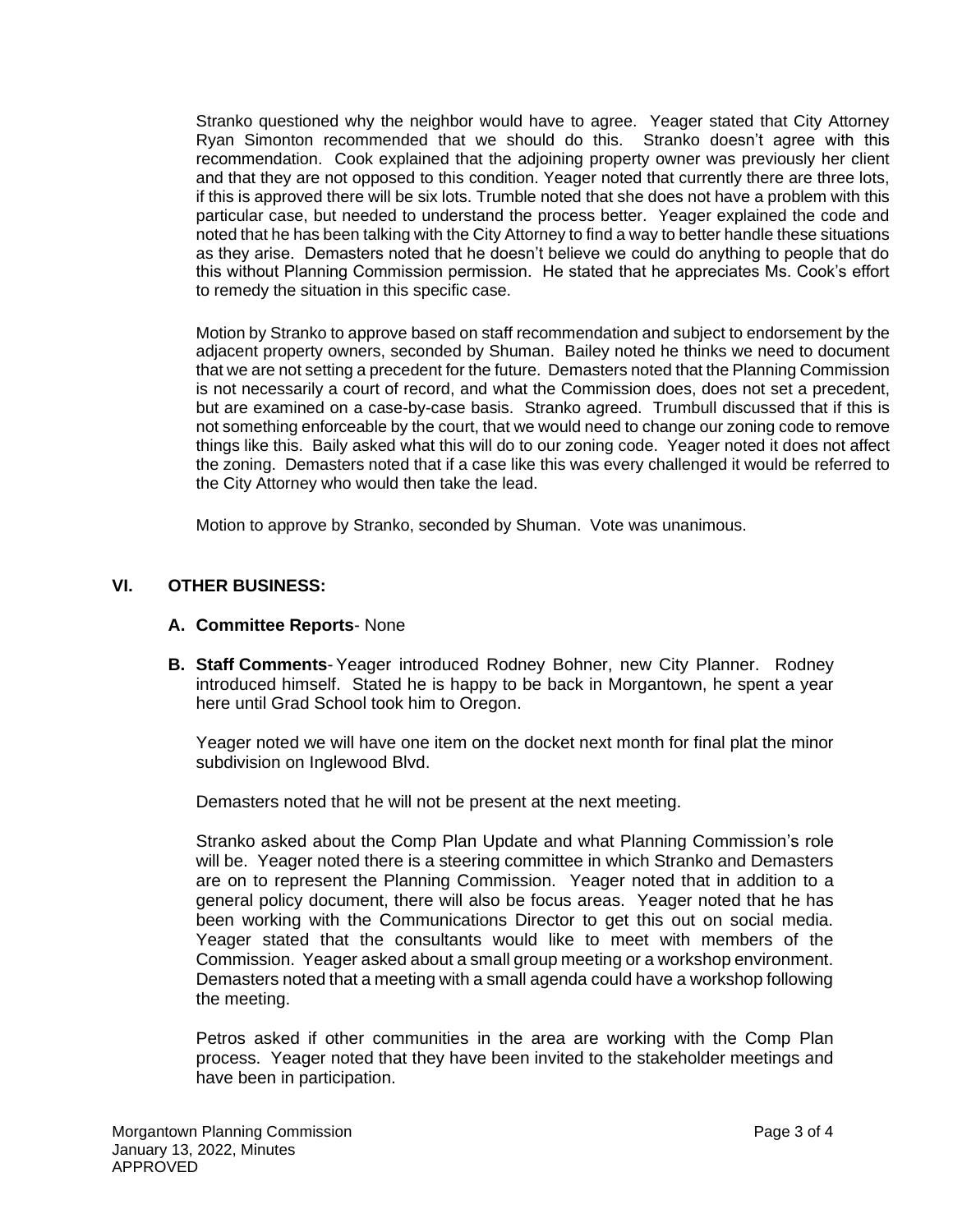Stranko questioned why the neighbor would have to agree. Yeager stated that City Attorney Ryan Simonton recommended that we should do this. Stranko doesn't agree with this recommendation. Cook explained that the adjoining property owner was previously her client and that they are not opposed to this condition. Yeager noted that currently there are three lots, if this is approved there will be six lots. Trumble noted that she does not have a problem with this particular case, but needed to understand the process better. Yeager explained the code and noted that he has been talking with the City Attorney to find a way to better handle these situations as they arise. Demasters noted that he doesn't believe we could do anything to people that do this without Planning Commission permission. He stated that he appreciates Ms. Cook's effort to remedy the situation in this specific case.

Motion by Stranko to approve based on staff recommendation and subject to endorsement by the adjacent property owners, seconded by Shuman. Bailey noted he thinks we need to document that we are not setting a precedent for the future. Demasters noted that the Planning Commission is not necessarily a court of record, and what the Commission does, does not set a precedent, but are examined on a case-by-case basis. Stranko agreed. Trumbull discussed that if this is not something enforceable by the court, that we would need to change our zoning code to remove things like this. Baily asked what this will do to our zoning code. Yeager noted it does not affect the zoning. Demasters noted that if a case like this was every challenged it would be referred to the City Attorney who would then take the lead.

Motion to approve by Stranko, seconded by Shuman. Vote was unanimous.

## VI. OTHER BUSINESS:

**A. Committee Reports**- None

**B. Staff Comments**- Yeager introduced Rodney Bohner, new City Planner. Rodney introduced himself. Stated he is happy to be back in Morgantown, he spent a year here until Grad School took him to Oregon.

Yeager noted we will have one item on the docket next month for final plat the minor subdivision on Inglewood Blvd.

Demasters noted that he will not be present at the next meeting.

Stranko asked about the Comp Plan Update and what Planning Commission's role will be. Yeager noted there is a steering committee in which Stranko and Demasters are on to represent the Planning Commission. Yeager noted that in addition to a general policy document, there will also be focus areas. Yeager noted that he has been working with the Communications Director to get this out on social media. Yeager stated that the consultants would like to meet with members of the Commission. Yeager asked about a small group meeting or a workshop environment. Demasters noted that a meeting with a small agenda could have a workshop following the meeting.

Petros asked if other communities in the area are working with the Comp Plan process. Yeager noted that they have been invited to the stakeholder meetings and have been in participation.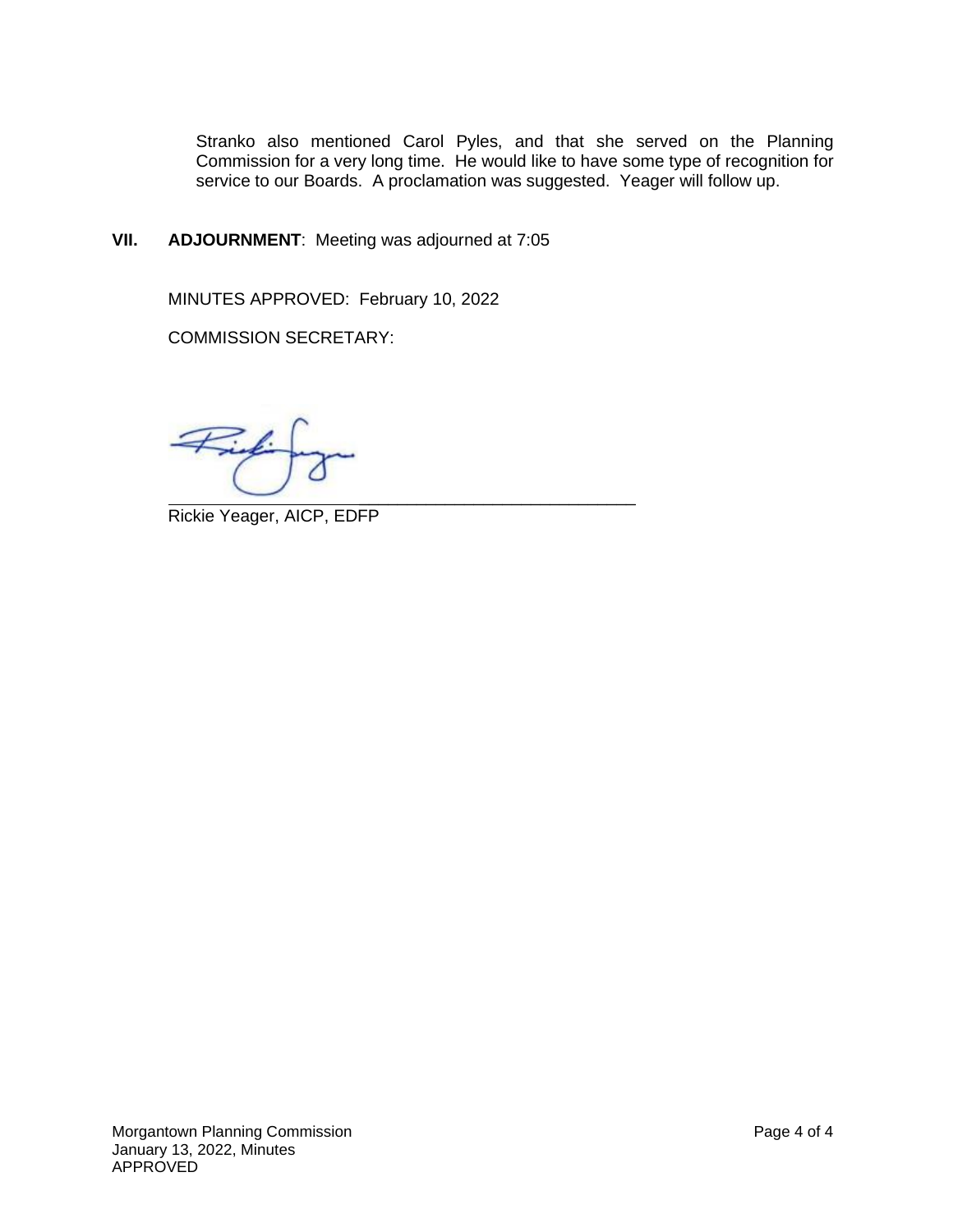Stranko also mentioned Carol Pyles, and that she served on the Planning Commission for a very long time. He would like to have some type of recognition for service to our Boards. A proclamation was suggested. Yeager will follow up.

**VII. ADJOURNMENT**: Meeting was adjourned at 7:05

MINUTES APPROVED: February 10, 2022

COMMISSION SECRETARY:

\_\_\_\_\_\_\_\_\_\_\_\_\_\_\_\_\_\_\_\_\_\_\_\_\_\_\_\_\_\_\_\_\_\_\_\_\_\_\_\_\_\_\_\_

Rickie Yeager, AICP, EDFP